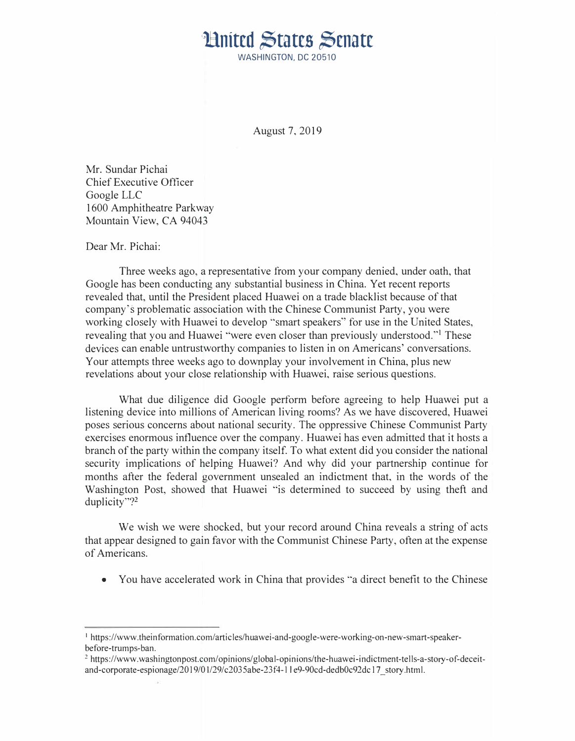# United States Senate

WASHINGTON, DC 20510

August 7, 2019

Mr. Sundar Pichai
Chief Executive Officer
Google LLC
1600 Amphitheatre Parkway
Mountain View, CA 94043

Dear Mr. Pichai:

Three weeks ago, a representative from your company denied, under oath, that Google has been conducting any substantial business in China. Yet recent reports revealed that, until the President placed Huawei on a trade blacklist because of that company's problematic association with the Chinese Communist Party, you were working closely with Huawei to develop "smart speakers" for use in the United States, revealing that you and Huawei "were even closer than previously understood."[1] These devices can enable untrustworthy companies to listen in on Americans' conversations. Your attempts three weeks ago to downplay your involvement in China, plus new revelations about your close relationship with Huawei, raise serious questions.

What due diligence did Google perform before agreeing to help Huawei put a listening device into millions of American living rooms? As we have discovered, Huawei poses serious concerns about national security. The oppressive Chinese Communist Party exercises enormous influence over the company. Huawei has even admitted that it hosts a branch of the party within the company itself. To what extent did you consider the national security implications of helping Huawei? And why did your partnership continue for months after the federal government unsealed an indictment that, in the words of the Washington Post, showed that Huawei "is determined to succeed by using theft and duplicity"?[2]

We wish we were shocked, but your record around China reveals a string of acts that appear designed to gain favor with the Communist Chinese Party, often at the expense of Americans.

- You have accelerated work in China that provides "a direct benefit to the Chinese

---

[1] https://www.theinformation.com/articles/huawei-and-google-were-working-on-new-smart-speaker-before-trumps-ban.

[2] https://www.washingtonpost.com/opinions/global-opinions/the-huawei-indictment-tells-a-story-of-deceit-and-corporate-espionage/2019/01/29/c2035abe-23f4-11e9-90cd-dedb0c92dc17_story.html.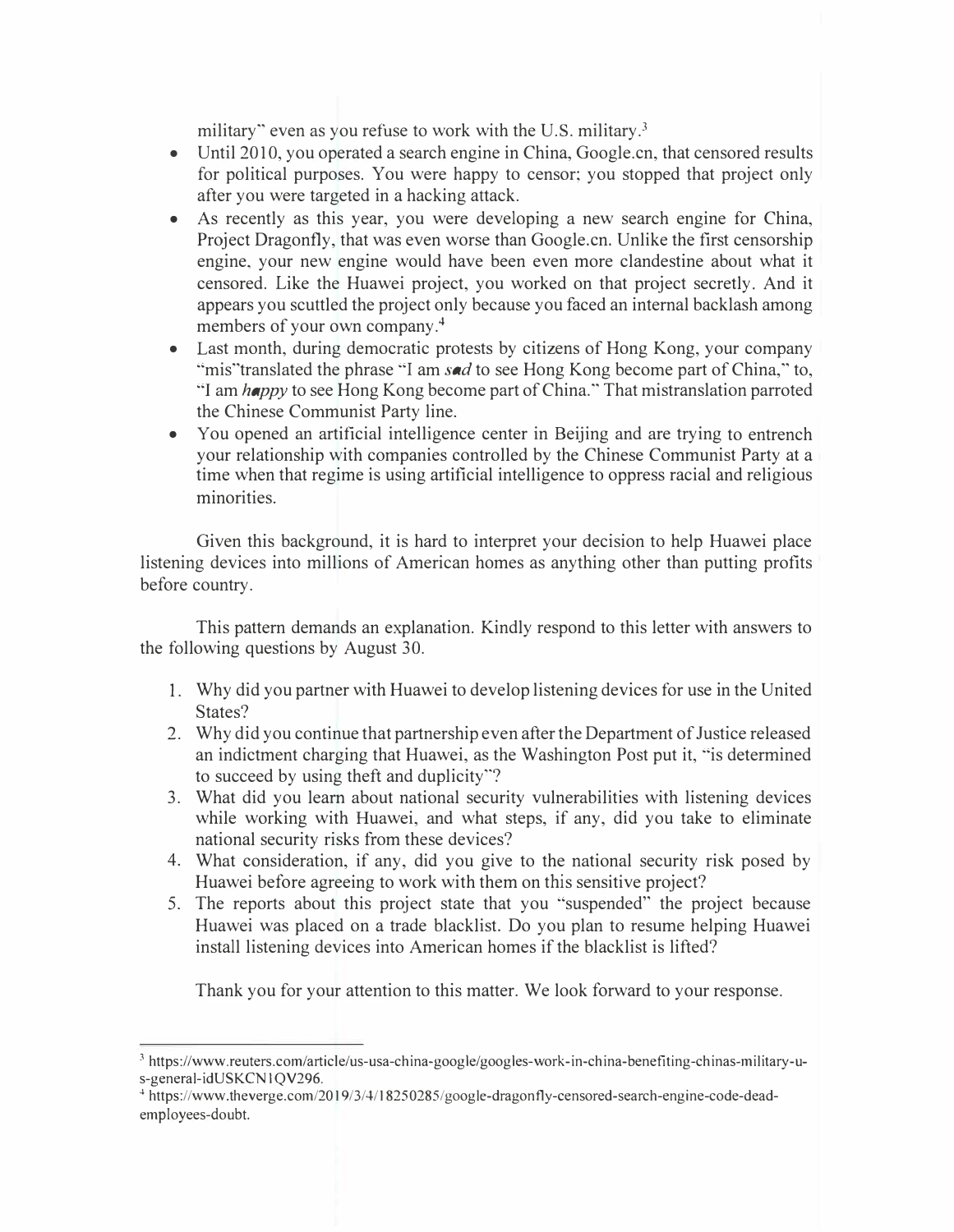military" even as you refuse to work with the U.S. military.[3]

- Until 2010, you operated a search engine in China, Google.cn, that censored results for political purposes. You were happy to censor; you stopped that project only after you were targeted in a hacking attack.
- As recently as this year, you were developing a new search engine for China, Project Dragonfly, that was even worse than Google.cn. Unlike the first censorship engine, your new engine would have been even more clandestine about what it censored. Like the Huawei project, you worked on that project secretly. And it appears you scuttled the project only because you faced an internal backlash among members of your own company.[4]
- Last month, during democratic protests by citizens of Hong Kong, your company "mis"translated the phrase "I am ***sad*** to see Hong Kong become part of China," to, "I am ***happy*** to see Hong Kong become part of China." That mistranslation parroted the Chinese Communist Party line.
- You opened an artificial intelligence center in Beijing and are trying to entrench your relationship with companies controlled by the Chinese Communist Party at a time when that regime is using artificial intelligence to oppress racial and religious minorities.

Given this background, it is hard to interpret your decision to help Huawei place listening devices into millions of American homes as anything other than putting profits before country.

This pattern demands an explanation. Kindly respond to this letter with answers to the following questions by August 30.

1. Why did you partner with Huawei to develop listening devices for use in the United States?
2. Why did you continue that partnership even after the Department of Justice released an indictment charging that Huawei, as the Washington Post put it, "is determined to succeed by using theft and duplicity"?
3. What did you learn about national security vulnerabilities with listening devices while working with Huawei, and what steps, if any, did you take to eliminate national security risks from these devices?
4. What consideration, if any, did you give to the national security risk posed by Huawei before agreeing to work with them on this sensitive project?
5. The reports about this project state that you "suspended" the project because Huawei was placed on a trade blacklist. Do you plan to resume helping Huawei install listening devices into American homes if the blacklist is lifted?

Thank you for your attention to this matter. We look forward to your response.

---

[3] https://www.reuters.com/article/us-usa-china-google/googles-work-in-china-benefiting-chinas-military-u-s-general-idUSKCN1QV296.

[4] https://www.theverge.com/2019/3/4/18250285/google-dragonfly-censored-search-engine-code-dead-employees-doubt.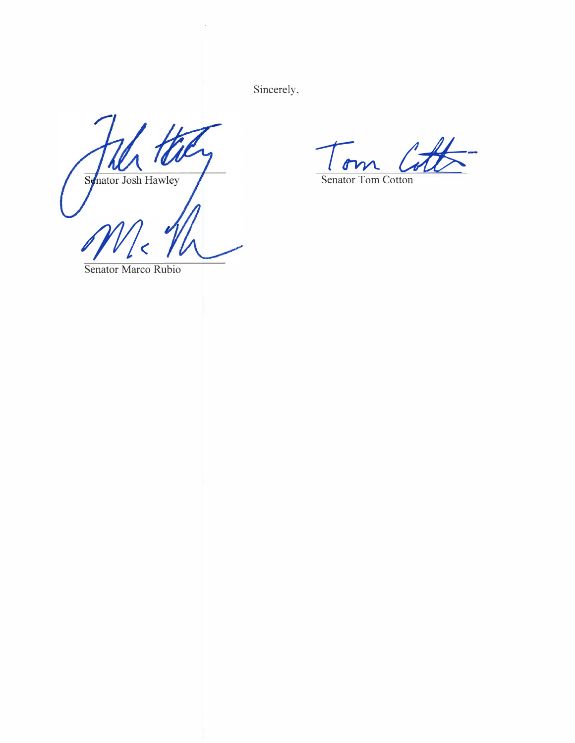Sincerely,

Senator Josh Hawley

Senator Tom Cotton

Senator Marco Rubio